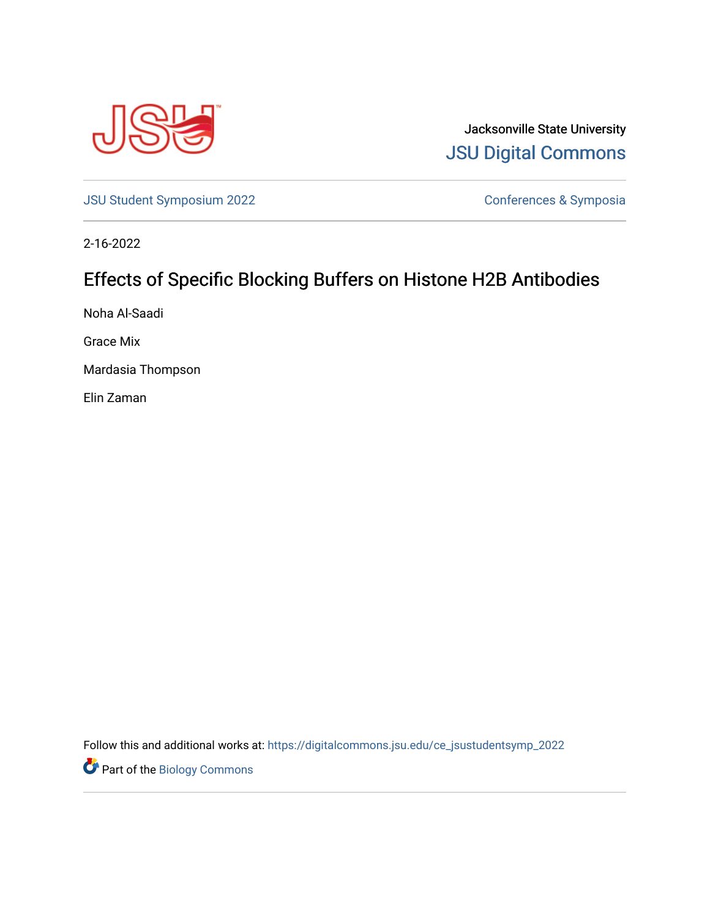Jacksonville State University

JSU Digital Commons

JSU Student Symposium 2022

Conferences & Symposia

2-16-2022

# Effects of Specific Blocking Buffers on Histone H2B Antibodies

Noha Al-Saadi

Grace Mix

Mardasia Thompson

Elin Zaman

Follow this and additional works at: https://digitalcommons.jsu.edu/ce_jsustudentsymp_2022

Part of the Biology Commons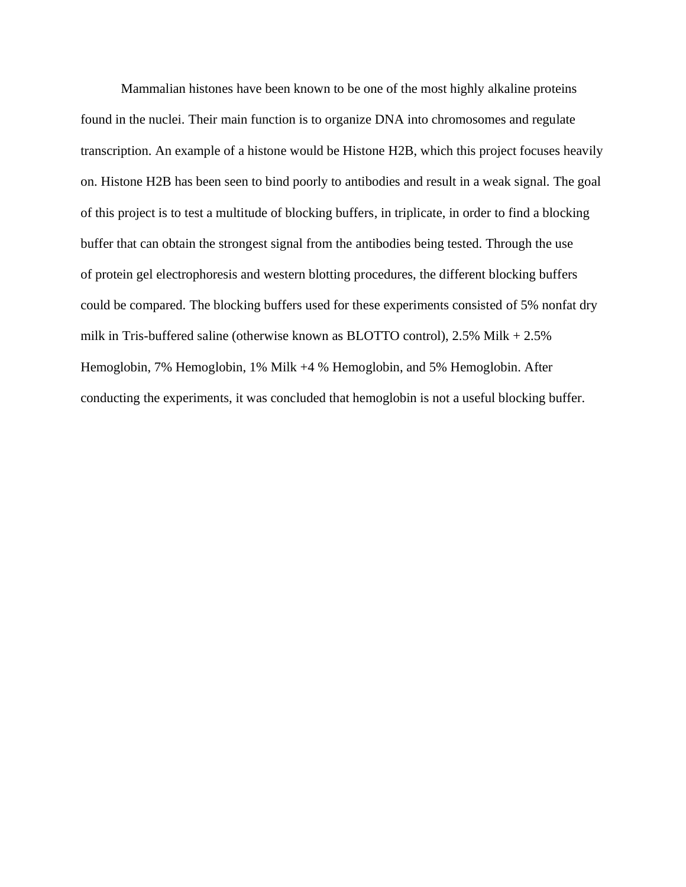Mammalian histones have been known to be one of the most highly alkaline proteins found in the nuclei. Their main function is to organize DNA into chromosomes and regulate transcription. An example of a histone would be Histone H2B, which this project focuses heavily on. Histone H2B has been seen to bind poorly to antibodies and result in a weak signal. The goal of this project is to test a multitude of blocking buffers, in triplicate, in order to find a blocking buffer that can obtain the strongest signal from the antibodies being tested. Through the use of protein gel electrophoresis and western blotting procedures, the different blocking buffers could be compared. The blocking buffers used for these experiments consisted of 5% nonfat dry milk in Tris-buffered saline (otherwise known as BLOTTO control), 2.5% Milk + 2.5% Hemoglobin, 7% Hemoglobin, 1% Milk +4 % Hemoglobin, and 5% Hemoglobin. After conducting the experiments, it was concluded that hemoglobin is not a useful blocking buffer.